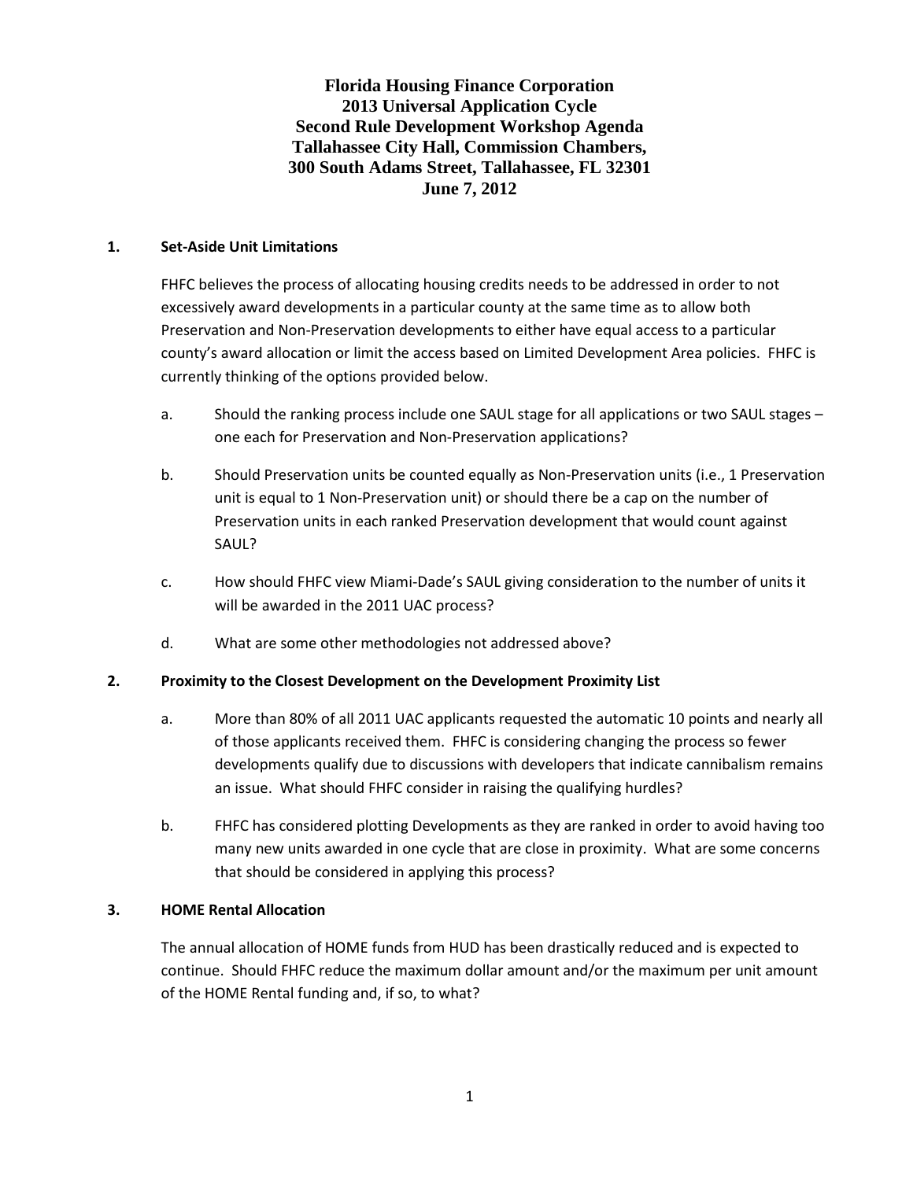# Florida Housing Finance Corporation
# 2013 Universal Application Cycle
# Second Rule Development Workshop Agenda
# Tallahassee City Hall, Commission Chambers,
# 300 South Adams Street, Tallahassee, FL 32301
# June 7, 2012

**1. Set-Aside Unit Limitations**

FHFC believes the process of allocating housing credits needs to be addressed in order to not excessively award developments in a particular county at the same time as to allow both Preservation and Non-Preservation developments to either have equal access to a particular county's award allocation or limit the access based on Limited Development Area policies. FHFC is currently thinking of the options provided below.

a. Should the ranking process include one SAUL stage for all applications or two SAUL stages – one each for Preservation and Non-Preservation applications?

b. Should Preservation units be counted equally as Non-Preservation units (i.e., 1 Preservation unit is equal to 1 Non-Preservation unit) or should there be a cap on the number of Preservation units in each ranked Preservation development that would count against SAUL?

c. How should FHFC view Miami-Dade's SAUL giving consideration to the number of units it will be awarded in the 2011 UAC process?

d. What are some other methodologies not addressed above?

**2. Proximity to the Closest Development on the Development Proximity List**

a. More than 80% of all 2011 UAC applicants requested the automatic 10 points and nearly all of those applicants received them. FHFC is considering changing the process so fewer developments qualify due to discussions with developers that indicate cannibalism remains an issue. What should FHFC consider in raising the qualifying hurdles?

b. FHFC has considered plotting Developments as they are ranked in order to avoid having too many new units awarded in one cycle that are close in proximity. What are some concerns that should be considered in applying this process?

**3. HOME Rental Allocation**

The annual allocation of HOME funds from HUD has been drastically reduced and is expected to continue. Should FHFC reduce the maximum dollar amount and/or the maximum per unit amount of the HOME Rental funding and, if so, to what?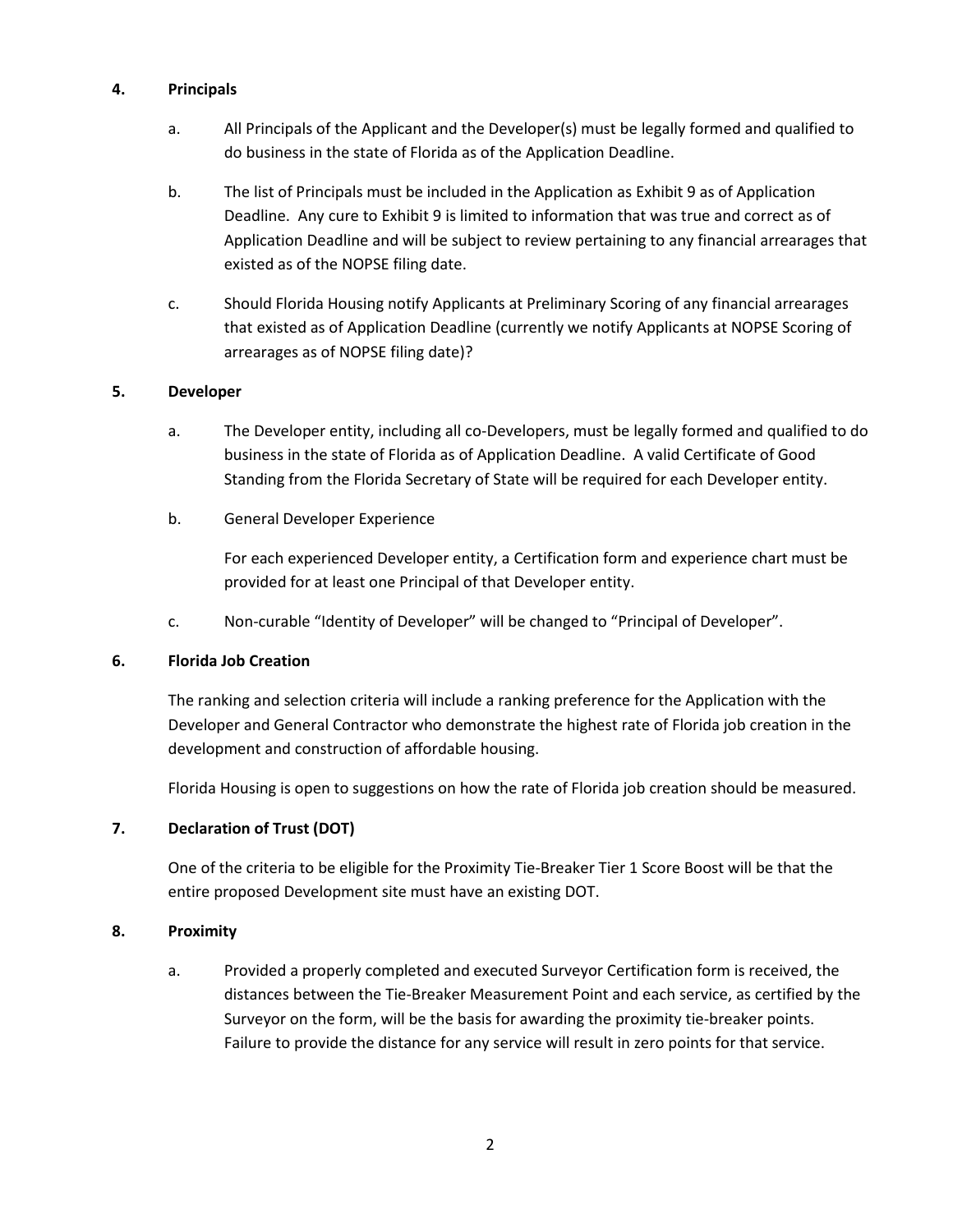**4. Principals**

a. All Principals of the Applicant and the Developer(s) must be legally formed and qualified to do business in the state of Florida as of the Application Deadline.

b. The list of Principals must be included in the Application as Exhibit 9 as of Application Deadline. Any cure to Exhibit 9 is limited to information that was true and correct as of Application Deadline and will be subject to review pertaining to any financial arrearages that existed as of the NOPSE filing date.

c. Should Florida Housing notify Applicants at Preliminary Scoring of any financial arrearages that existed as of Application Deadline (currently we notify Applicants at NOPSE Scoring of arrearages as of NOPSE filing date)?

**5. Developer**

a. The Developer entity, including all co-Developers, must be legally formed and qualified to do business in the state of Florida as of Application Deadline. A valid Certificate of Good Standing from the Florida Secretary of State will be required for each Developer entity.

b. General Developer Experience

   For each experienced Developer entity, a Certification form and experience chart must be provided for at least one Principal of that Developer entity.

c. Non-curable "Identity of Developer" will be changed to "Principal of Developer".

**6. Florida Job Creation**

The ranking and selection criteria will include a ranking preference for the Application with the Developer and General Contractor who demonstrate the highest rate of Florida job creation in the development and construction of affordable housing.

Florida Housing is open to suggestions on how the rate of Florida job creation should be measured.

**7. Declaration of Trust (DOT)**

One of the criteria to be eligible for the Proximity Tie-Breaker Tier 1 Score Boost will be that the entire proposed Development site must have an existing DOT.

**8. Proximity**

a. Provided a properly completed and executed Surveyor Certification form is received, the distances between the Tie-Breaker Measurement Point and each service, as certified by the Surveyor on the form, will be the basis for awarding the proximity tie-breaker points. Failure to provide the distance for any service will result in zero points for that service.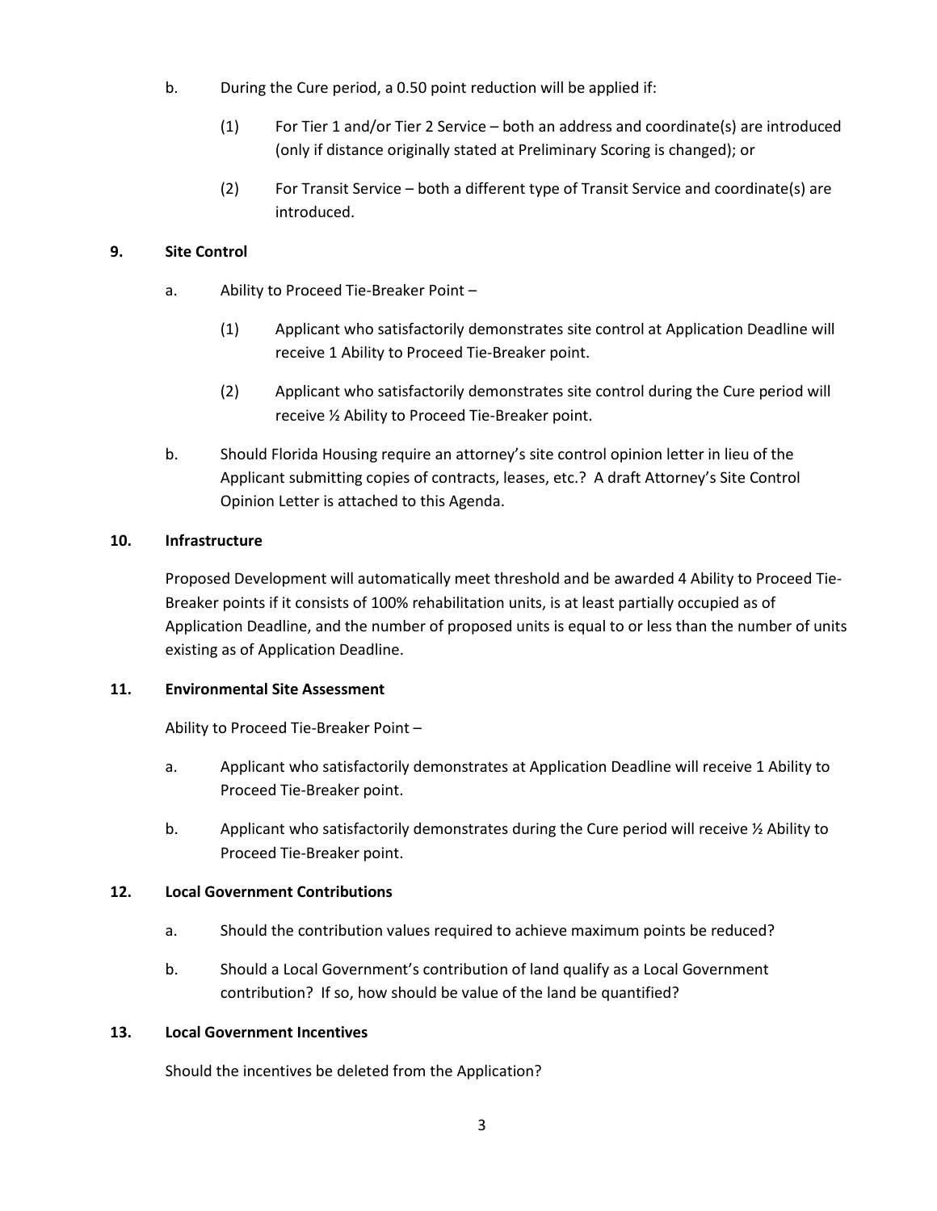b. During the Cure period, a 0.50 point reduction will be applied if:

   (1) For Tier 1 and/or Tier 2 Service – both an address and coordinate(s) are introduced (only if distance originally stated at Preliminary Scoring is changed); or

   (2) For Transit Service – both a different type of Transit Service and coordinate(s) are introduced.

**9. Site Control**

a. Ability to Proceed Tie-Breaker Point –

   (1) Applicant who satisfactorily demonstrates site control at Application Deadline will receive 1 Ability to Proceed Tie-Breaker point.

   (2) Applicant who satisfactorily demonstrates site control during the Cure period will receive ½ Ability to Proceed Tie-Breaker point.

b. Should Florida Housing require an attorney's site control opinion letter in lieu of the Applicant submitting copies of contracts, leases, etc.? A draft Attorney's Site Control Opinion Letter is attached to this Agenda.

**10. Infrastructure**

Proposed Development will automatically meet threshold and be awarded 4 Ability to Proceed Tie-Breaker points if it consists of 100% rehabilitation units, is at least partially occupied as of Application Deadline, and the number of proposed units is equal to or less than the number of units existing as of Application Deadline.

**11. Environmental Site Assessment**

Ability to Proceed Tie-Breaker Point –

a. Applicant who satisfactorily demonstrates at Application Deadline will receive 1 Ability to Proceed Tie-Breaker point.

b. Applicant who satisfactorily demonstrates during the Cure period will receive ½ Ability to Proceed Tie-Breaker point.

**12. Local Government Contributions**

a. Should the contribution values required to achieve maximum points be reduced?

b. Should a Local Government's contribution of land qualify as a Local Government contribution? If so, how should be value of the land be quantified?

**13. Local Government Incentives**

Should the incentives be deleted from the Application?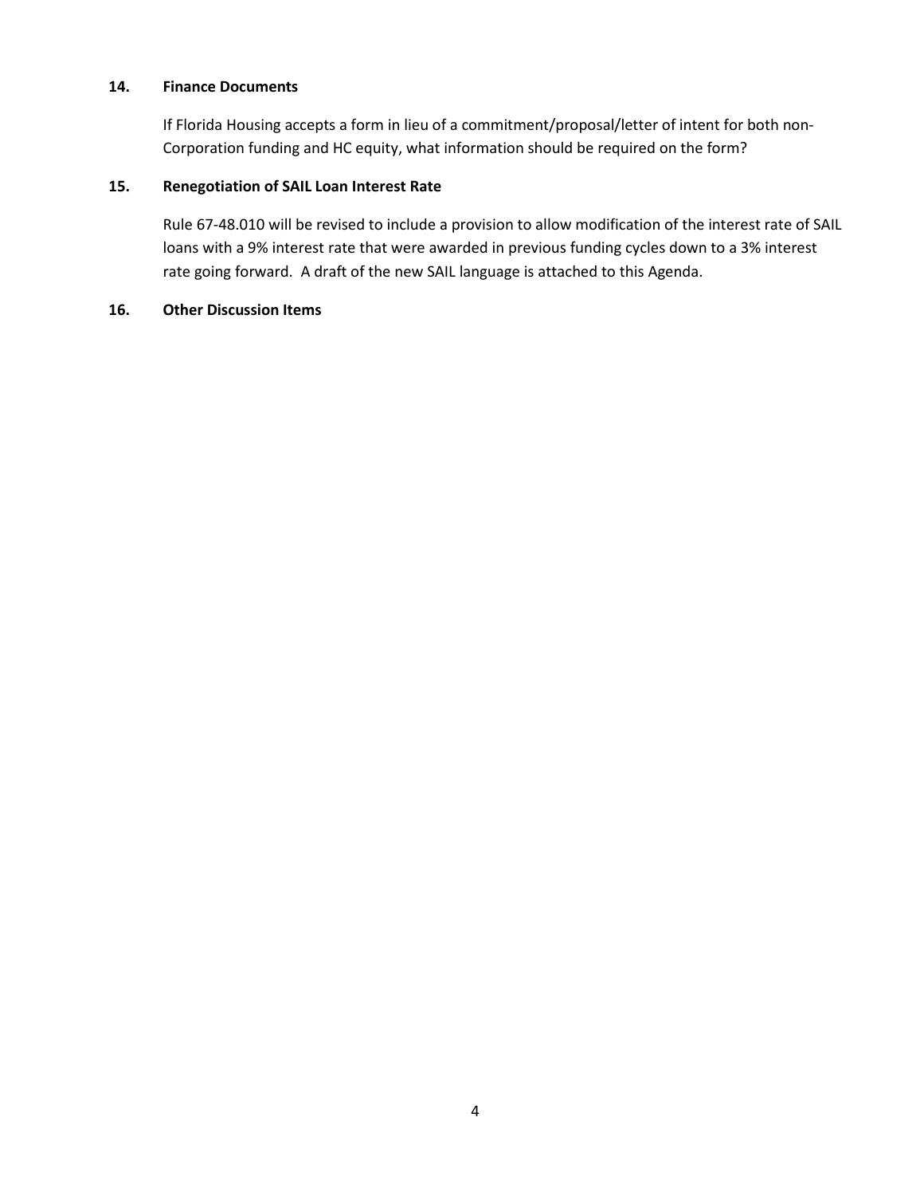**14. Finance Documents**

If Florida Housing accepts a form in lieu of a commitment/proposal/letter of intent for both non-Corporation funding and HC equity, what information should be required on the form?

**15. Renegotiation of SAIL Loan Interest Rate**

Rule 67-48.010 will be revised to include a provision to allow modification of the interest rate of SAIL loans with a 9% interest rate that were awarded in previous funding cycles down to a 3% interest rate going forward. A draft of the new SAIL language is attached to this Agenda.

**16. Other Discussion Items**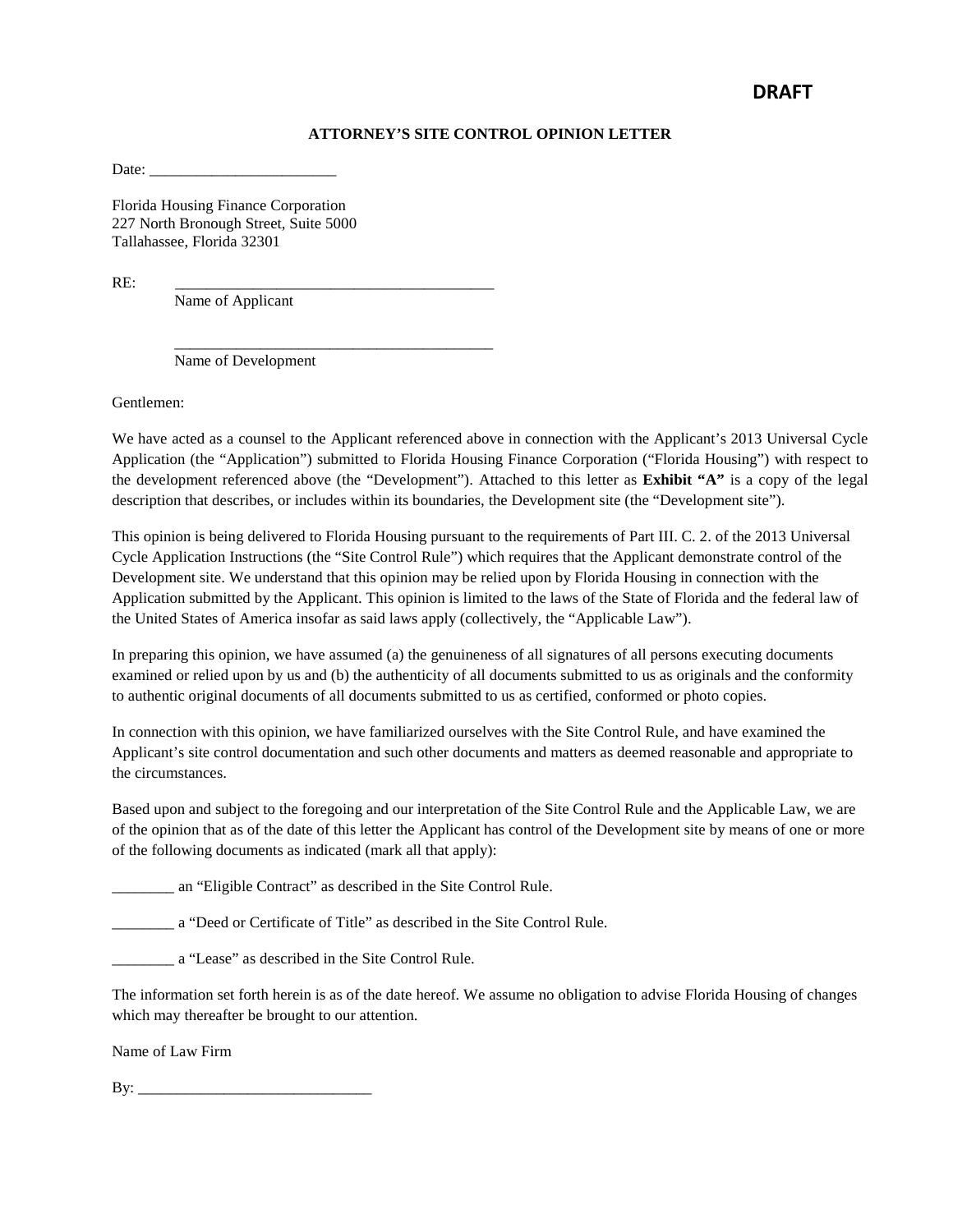**DRAFT**

**ATTORNEY'S SITE CONTROL OPINION LETTER**

Date: ________________________

Florida Housing Finance Corporation
227 North Bronough Street, Suite 5000
Tallahassee, Florida 32301

RE: __________________________________________
Name of Applicant

__________________________________________
Name of Development

Gentlemen:

We have acted as a counsel to the Applicant referenced above in connection with the Applicant's 2013 Universal Cycle Application (the "Application") submitted to Florida Housing Finance Corporation ("Florida Housing") with respect to the development referenced above (the "Development"). Attached to this letter as **Exhibit "A"** is a copy of the legal description that describes, or includes within its boundaries, the Development site (the "Development site").

This opinion is being delivered to Florida Housing pursuant to the requirements of Part III. C. 2. of the 2013 Universal Cycle Application Instructions (the "Site Control Rule") which requires that the Applicant demonstrate control of the Development site. We understand that this opinion may be relied upon by Florida Housing in connection with the Application submitted by the Applicant. This opinion is limited to the laws of the State of Florida and the federal law of the United States of America insofar as said laws apply (collectively, the "Applicable Law").

In preparing this opinion, we have assumed (a) the genuineness of all signatures of all persons executing documents examined or relied upon by us and (b) the authenticity of all documents submitted to us as originals and the conformity to authentic original documents of all documents submitted to us as certified, conformed or photo copies.

In connection with this opinion, we have familiarized ourselves with the Site Control Rule, and have examined the Applicant's site control documentation and such other documents and matters as deemed reasonable and appropriate to the circumstances.

Based upon and subject to the foregoing and our interpretation of the Site Control Rule and the Applicable Law, we are of the opinion that as of the date of this letter the Applicant has control of the Development site by means of one or more of the following documents as indicated (mark all that apply):

________ an "Eligible Contract" as described in the Site Control Rule.

________ a "Deed or Certificate of Title" as described in the Site Control Rule.

________ a "Lease" as described in the Site Control Rule.

The information set forth herein is as of the date hereof. We assume no obligation to advise Florida Housing of changes which may thereafter be brought to our attention.

Name of Law Firm

By: ______________________________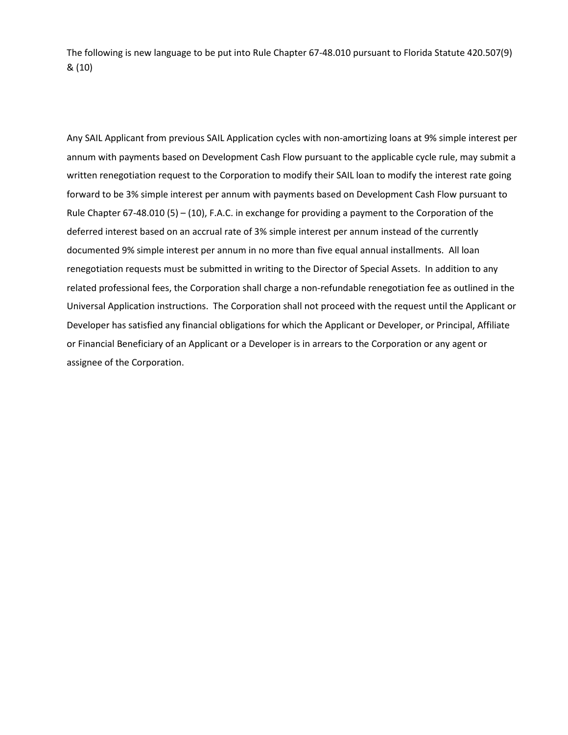The following is new language to be put into Rule Chapter 67-48.010 pursuant to Florida Statute 420.507(9) & (10)

Any SAIL Applicant from previous SAIL Application cycles with non-amortizing loans at 9% simple interest per annum with payments based on Development Cash Flow pursuant to the applicable cycle rule, may submit a written renegotiation request to the Corporation to modify their SAIL loan to modify the interest rate going forward to be 3% simple interest per annum with payments based on Development Cash Flow pursuant to Rule Chapter 67-48.010 (5) – (10), F.A.C. in exchange for providing a payment to the Corporation of the deferred interest based on an accrual rate of 3% simple interest per annum instead of the currently documented 9% simple interest per annum in no more than five equal annual installments. All loan renegotiation requests must be submitted in writing to the Director of Special Assets. In addition to any related professional fees, the Corporation shall charge a non-refundable renegotiation fee as outlined in the Universal Application instructions. The Corporation shall not proceed with the request until the Applicant or Developer has satisfied any financial obligations for which the Applicant or Developer, or Principal, Affiliate or Financial Beneficiary of an Applicant or a Developer is in arrears to the Corporation or any agent or assignee of the Corporation.